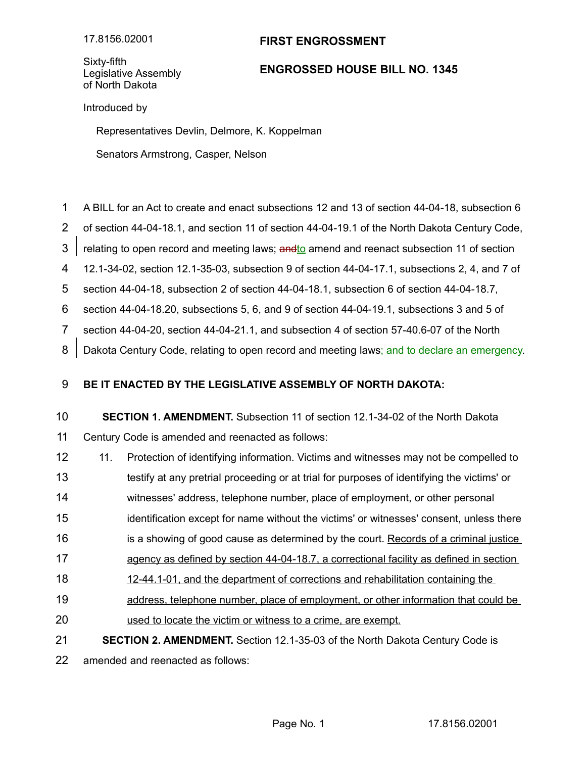17.8156.02001

Sixty-fifth Legislative Assembly of North Dakota

# FIRST ENGROSSMENT

## ENGROSSED HOUSE BILL NO. 1345

Introduced by

Representatives Devlin, Delmore, K. Koppelman

Senators Armstrong, Casper, Nelson

A BILL for an Act to create and enact subsections 12 and 13 of section 44-04-18, subsection 6 of section 44-04-18.1, and section 11 of section 44-04-19.1 of the North Dakota Century Code, relating to open record and meeting laws; ~~and~~to amend and reenact subsection 11 of section 12.1-34-02, section 12.1-35-03, subsection 9 of section 44-04-17.1, subsections 2, 4, and 7 of section 44-04-18, subsection 2 of section 44-04-18.1, subsection 6 of section 44-04-18.7, section 44-04-18.20, subsections 5, 6, and 9 of section 44-04-19.1, subsections 3 and 5 of section 44-04-20, section 44-04-21.1, and subsection 4 of section 57-40.6-07 of the North Dakota Century Code, relating to open record and meeting laws; and to declare an emergency.

**BE IT ENACTED BY THE LEGISLATIVE ASSEMBLY OF NORTH DAKOTA:**

**SECTION 1. AMENDMENT.** Subsection 11 of section 12.1-34-02 of the North Dakota Century Code is amended and reenacted as follows:

11. Protection of identifying information. Victims and witnesses may not be compelled to testify at any pretrial proceeding or at trial for purposes of identifying the victims' or witnesses' address, telephone number, place of employment, or other personal identification except for name without the victims' or witnesses' consent, unless there is a showing of good cause as determined by the court. Records of a criminal justice agency as defined by section 44-04-18.7, a correctional facility as defined in section 12-44.1-01, and the department of corrections and rehabilitation containing the address, telephone number, place of employment, or other information that could be used to locate the victim or witness to a crime, are exempt.

**SECTION 2. AMENDMENT.** Section 12.1-35-03 of the North Dakota Century Code is amended and reenacted as follows: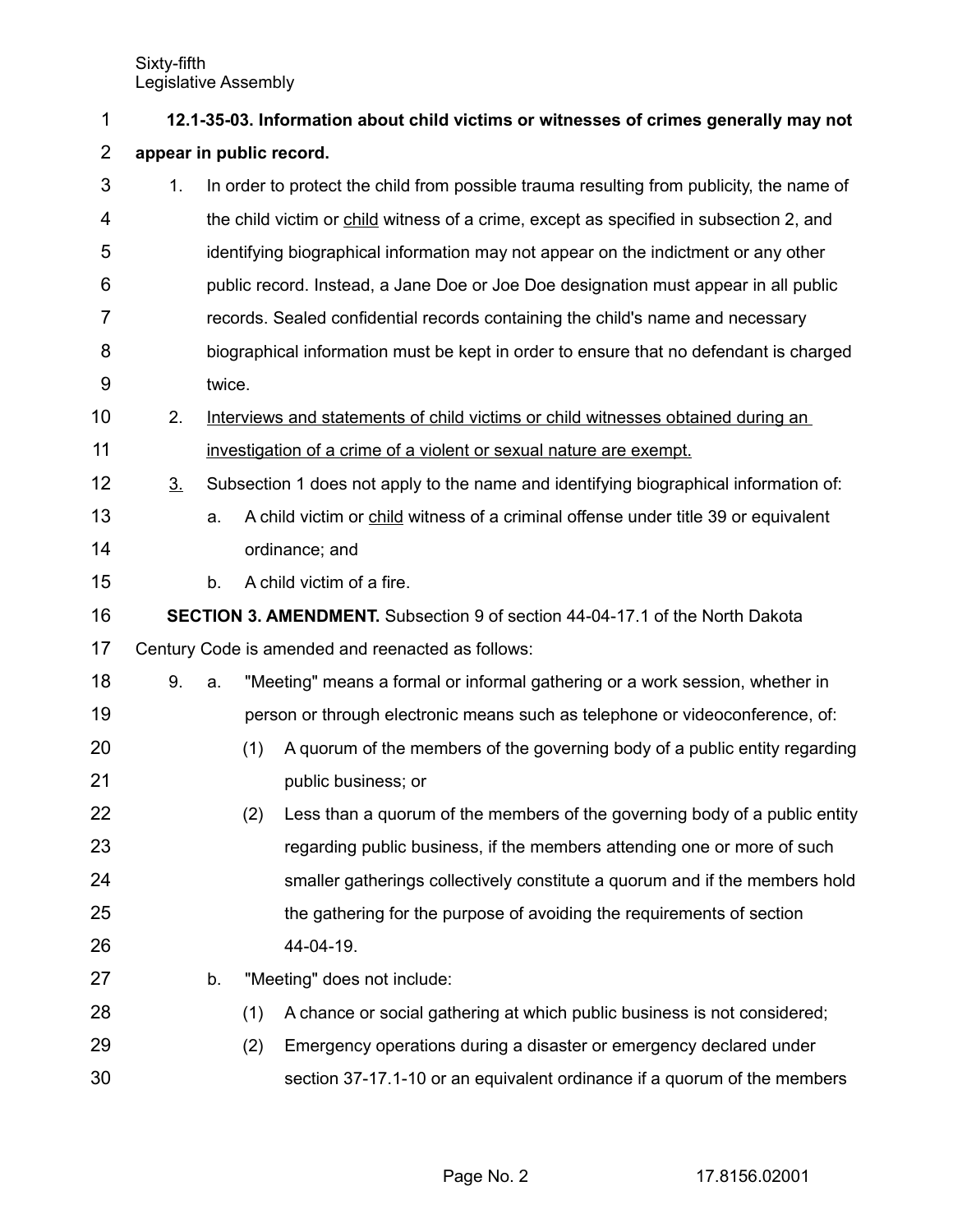**12.1-35-03. Information about child victims or witnesses of crimes generally may not appear in public record.**

1. In order to protect the child from possible trauma resulting from publicity, the name of the child victim or <u>child</u> witness of a crime, except as specified in subsection 2, and identifying biographical information may not appear on the indictment or any other public record. Instead, a Jane Doe or Joe Doe designation must appear in all public records. Sealed confidential records containing the child's name and necessary biographical information must be kept in order to ensure that no defendant is charged twice.
2. <u>Interviews and statements of child victims or child witnesses obtained during an investigation of a crime of a violent or sexual nature are exempt.</u>
3. Subsection 1 does not apply to the name and identifying biographical information of:
   a. A child victim or <u>child</u> witness of a criminal offense under title 39 or equivalent ordinance; and
   b. A child victim of a fire.

**SECTION 3. AMENDMENT.** Subsection 9 of section 44-04-17.1 of the North Dakota Century Code is amended and reenacted as follows:

9. a. "Meeting" means a formal or informal gathering or a work session, whether in person or through electronic means such as telephone or videoconference, of:
      (1) A quorum of the members of the governing body of a public entity regarding public business; or
      (2) Less than a quorum of the members of the governing body of a public entity regarding public business, if the members attending one or more of such smaller gatherings collectively constitute a quorum and if the members hold the gathering for the purpose of avoiding the requirements of section 44-04-19.
   b. "Meeting" does not include:
      (1) A chance or social gathering at which public business is not considered;
      (2) Emergency operations during a disaster or emergency declared under section 37-17.1-10 or an equivalent ordinance if a quorum of the members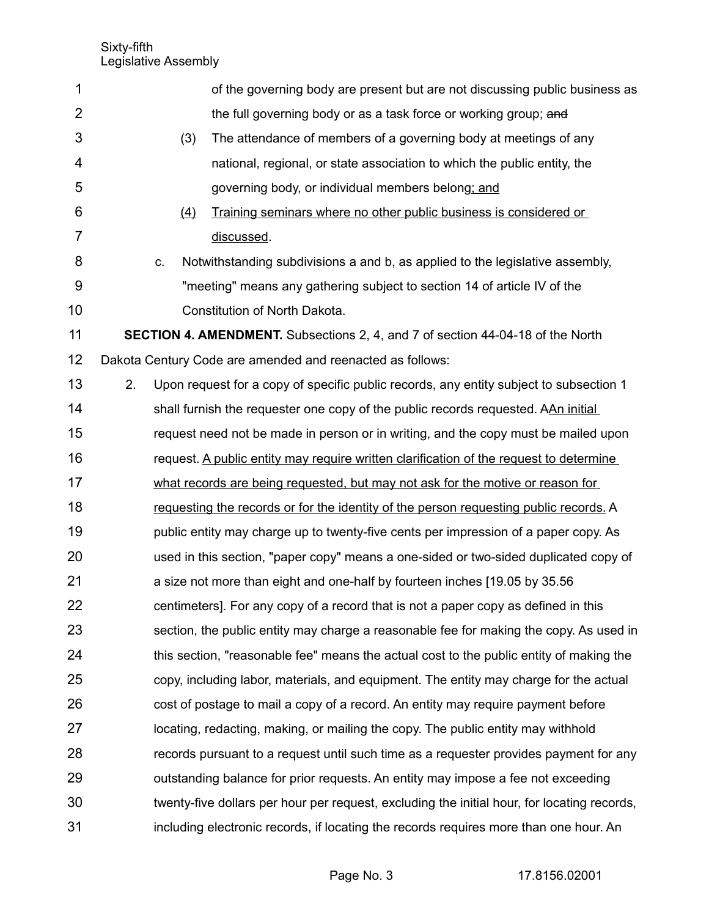of the governing body are present but are not discussing public business as the full governing body or as a task force or working group; ~~and~~

(3) The attendance of members of a governing body at meetings of any national, regional, or state association to which the public entity, the governing body, or individual members belong<u>; and</u>

<u>(4)</u> <u>Training seminars where no other public business is considered or discussed</u>.

c. Notwithstanding subdivisions a and b, as applied to the legislative assembly, "meeting" means any gathering subject to section 14 of article IV of the Constitution of North Dakota.

**SECTION 4. AMENDMENT.** Subsections 2, 4, and 7 of section 44-04-18 of the North Dakota Century Code are amended and reenacted as follows:

2. Upon request for a copy of specific public records, any entity subject to subsection 1 shall furnish the requester one copy of the public records requested. ~~A~~<u>An initial</u> request need not be made in person or in writing, and the copy must be mailed upon request. <u>A public entity may require written clarification of the request to determine what records are being requested, but may not ask for the motive or reason for requesting the records or for the identity of the person requesting public records.</u> A public entity may charge up to twenty-five cents per impression of a paper copy. As used in this section, "paper copy" means a one-sided or two-sided duplicated copy of a size not more than eight and one-half by fourteen inches [19.05 by 35.56 centimeters]. For any copy of a record that is not a paper copy as defined in this section, the public entity may charge a reasonable fee for making the copy. As used in this section, "reasonable fee" means the actual cost to the public entity of making the copy, including labor, materials, and equipment. The entity may charge for the actual cost of postage to mail a copy of a record. An entity may require payment before locating, redacting, making, or mailing the copy. The public entity may withhold records pursuant to a request until such time as a requester provides payment for any outstanding balance for prior requests. An entity may impose a fee not exceeding twenty-five dollars per hour per request, excluding the initial hour, for locating records, including electronic records, if locating the records requires more than one hour. An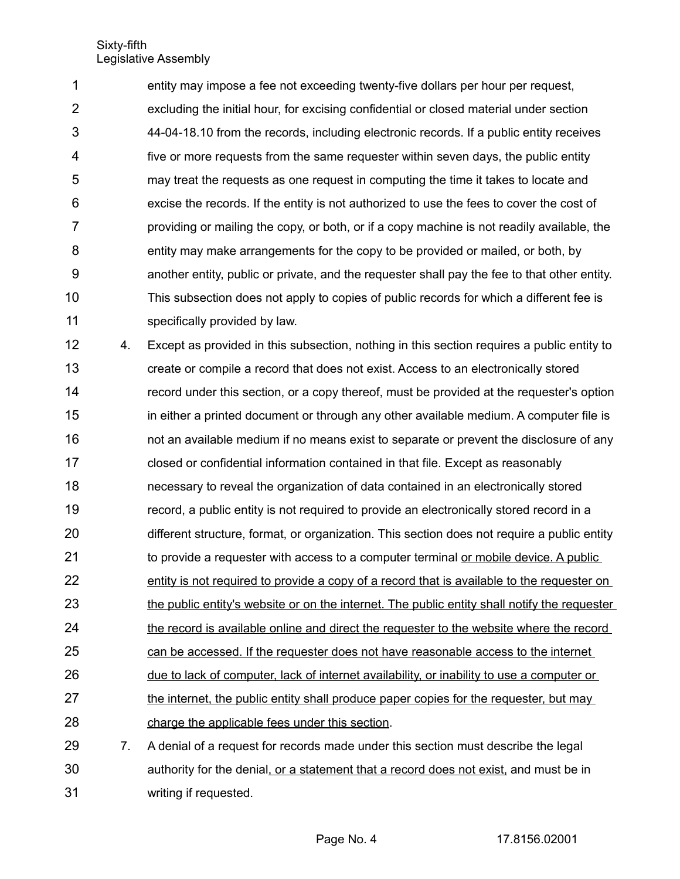entity may impose a fee not exceeding twenty-five dollars per hour per request, excluding the initial hour, for excising confidential or closed material under section 44-04-18.10 from the records, including electronic records. If a public entity receives five or more requests from the same requester within seven days, the public entity may treat the requests as one request in computing the time it takes to locate and excise the records. If the entity is not authorized to use the fees to cover the cost of providing or mailing the copy, or both, or if a copy machine is not readily available, the entity may make arrangements for the copy to be provided or mailed, or both, by another entity, public or private, and the requester shall pay the fee to that other entity. This subsection does not apply to copies of public records for which a different fee is specifically provided by law.

4. Except as provided in this subsection, nothing in this section requires a public entity to create or compile a record that does not exist. Access to an electronically stored record under this section, or a copy thereof, must be provided at the requester's option in either a printed document or through any other available medium. A computer file is not an available medium if no means exist to separate or prevent the disclosure of any closed or confidential information contained in that file. Except as reasonably necessary to reveal the organization of data contained in an electronically stored record, a public entity is not required to provide an electronically stored record in a different structure, format, or organization. This section does not require a public entity to provide a requester with access to a computer terminal <u>or mobile device. A public entity is not required to provide a copy of a record that is available to the requester on the public entity's website or on the internet. The public entity shall notify the requester the record is available online and direct the requester to the website where the record can be accessed. If the requester does not have reasonable access to the internet due to lack of computer, lack of internet availability, or inability to use a computer or the internet, the public entity shall produce paper copies for the requester, but may charge the applicable fees under this section</u>.

7. A denial of a request for records made under this section must describe the legal authority for the denial<u>, or a statement that a record does not exist,</u> and must be in writing if requested.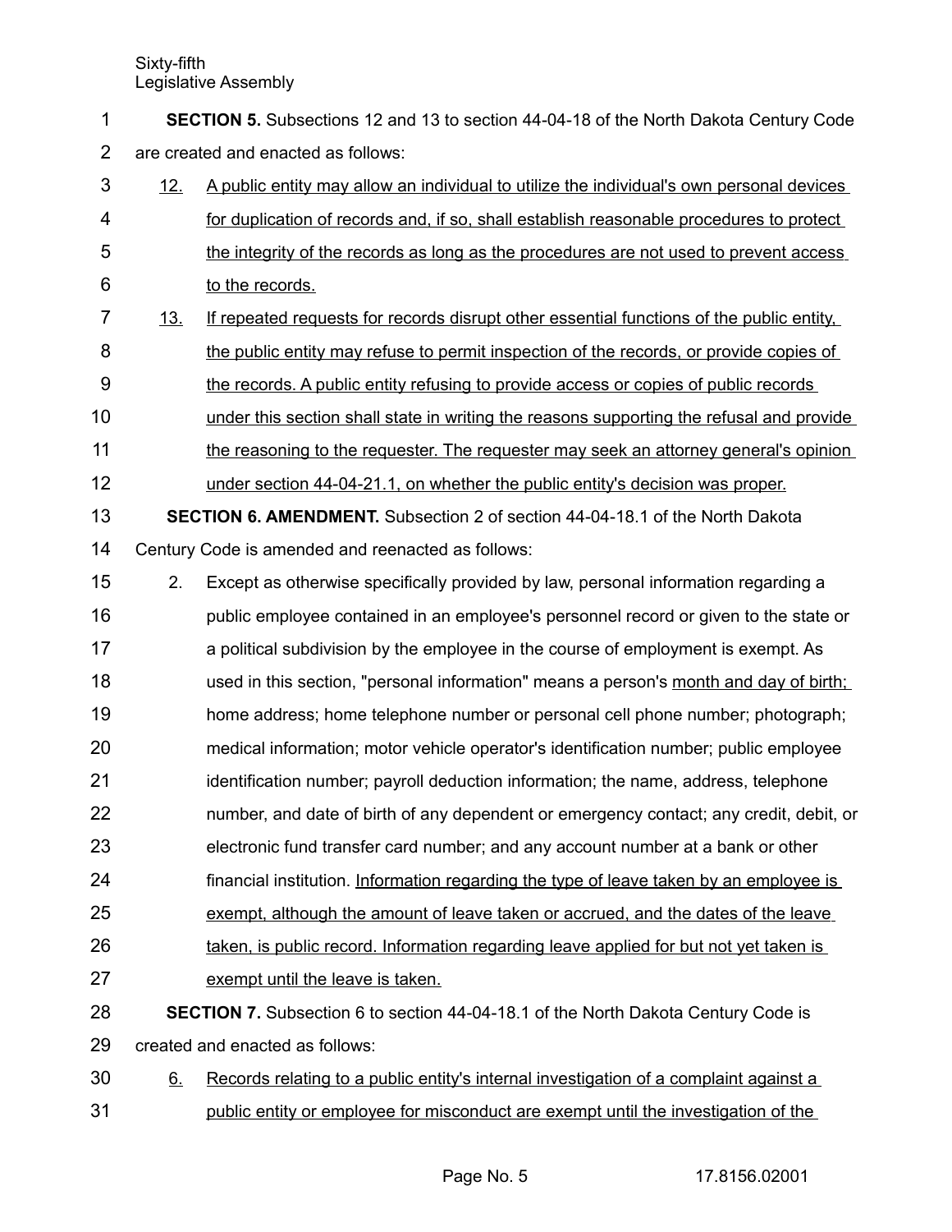**SECTION 5.** Subsections 12 and 13 to section 44-04-18 of the North Dakota Century Code are created and enacted as follows:

12. A public entity may allow an individual to utilize the individual's own personal devices for duplication of records and, if so, shall establish reasonable procedures to protect the integrity of the records as long as the procedures are not used to prevent access to the records.

13. If repeated requests for records disrupt other essential functions of the public entity, the public entity may refuse to permit inspection of the records, or provide copies of the records. A public entity refusing to provide access or copies of public records under this section shall state in writing the reasons supporting the refusal and provide the reasoning to the requester. The requester may seek an attorney general's opinion under section 44-04-21.1, on whether the public entity's decision was proper.

**SECTION 6. AMENDMENT.** Subsection 2 of section 44-04-18.1 of the North Dakota Century Code is amended and reenacted as follows:

2. Except as otherwise specifically provided by law, personal information regarding a public employee contained in an employee's personnel record or given to the state or a political subdivision by the employee in the course of employment is exempt. As used in this section, "personal information" means a person's month and day of birth; home address; home telephone number or personal cell phone number; photograph; medical information; motor vehicle operator's identification number; public employee identification number; payroll deduction information; the name, address, telephone number, and date of birth of any dependent or emergency contact; any credit, debit, or electronic fund transfer card number; and any account number at a bank or other financial institution. Information regarding the type of leave taken by an employee is exempt, although the amount of leave taken or accrued, and the dates of the leave taken, is public record. Information regarding leave applied for but not yet taken is exempt until the leave is taken.

**SECTION 7.** Subsection 6 to section 44-04-18.1 of the North Dakota Century Code is created and enacted as follows:

6. Records relating to a public entity's internal investigation of a complaint against a public entity or employee for misconduct are exempt until the investigation of the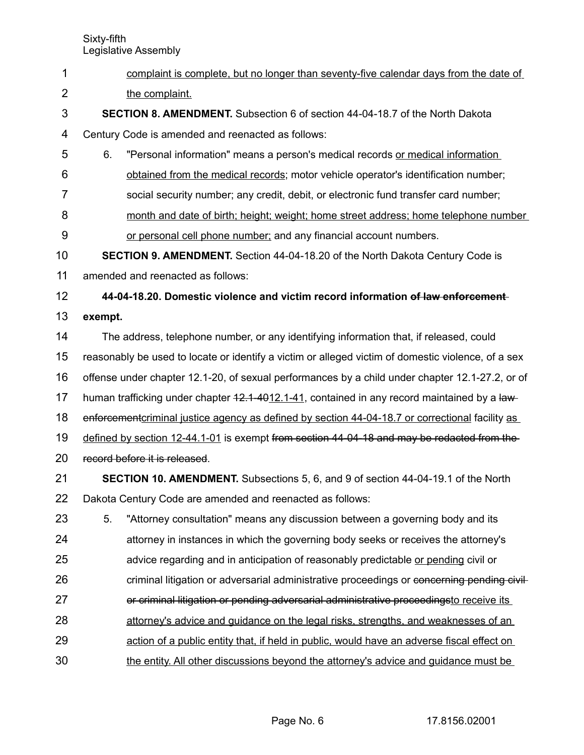complaint is complete, but no longer than seventy-five calendar days from the date of the complaint.

**SECTION 8. AMENDMENT.** Subsection 6 of section 44-04-18.7 of the North Dakota Century Code is amended and reenacted as follows:

6. "Personal information" means a person's medical records or medical information obtained from the medical records; motor vehicle operator's identification number; social security number; any credit, debit, or electronic fund transfer card number; month and date of birth; height; weight; home street address; home telephone number or personal cell phone number; and any financial account numbers.

**SECTION 9. AMENDMENT.** Section 44-04-18.20 of the North Dakota Century Code is amended and reenacted as follows:

**44-04-18.20. Domestic violence and victim record information ~~of law enforcement~~ exempt.**

The address, telephone number, or any identifying information that, if released, could reasonably be used to locate or identify a victim or alleged victim of domestic violence, of a sex offense under chapter 12.1-20, of sexual performances by a child under chapter 12.1-27.2, or of human trafficking under chapter ~~12.1-40~~12.1-41, contained in any record maintained by a ~~law enforcement~~criminal justice agency as defined by section 44-04-18.7 or correctional facility as defined by section 12-44.1-01 is exempt ~~from section 44-04-18 and may be redacted from the record before it is released~~.

**SECTION 10. AMENDMENT.** Subsections 5, 6, and 9 of section 44-04-19.1 of the North Dakota Century Code are amended and reenacted as follows:

5. "Attorney consultation" means any discussion between a governing body and its attorney in instances in which the governing body seeks or receives the attorney's advice regarding and in anticipation of reasonably predictable or pending civil or criminal litigation or adversarial administrative proceedings or ~~concerning pending civil or criminal litigation or pending adversarial administrative proceedings~~to receive its attorney's advice and guidance on the legal risks, strengths, and weaknesses of an action of a public entity that, if held in public, would have an adverse fiscal effect on the entity. All other discussions beyond the attorney's advice and guidance must be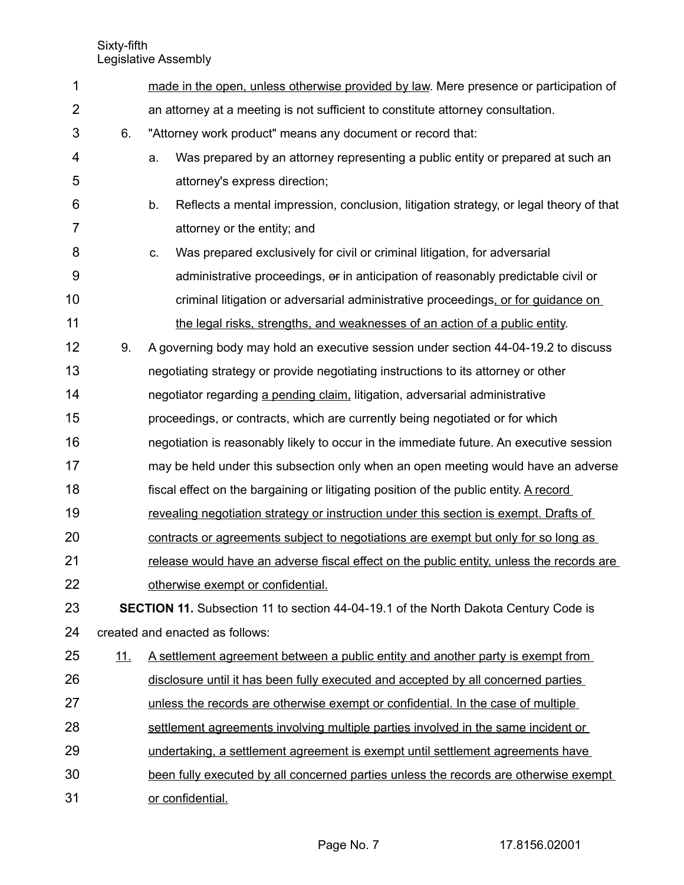made in the open, unless otherwise provided by law. Mere presence or participation of an attorney at a meeting is not sufficient to constitute attorney consultation.

6. "Attorney work product" means any document or record that:

   a. Was prepared by an attorney representing a public entity or prepared at such an attorney's express direction;

   b. Reflects a mental impression, conclusion, litigation strategy, or legal theory of that attorney or the entity; and

   c. Was prepared exclusively for civil or criminal litigation, for adversarial administrative proceedings, ~~or~~ in anticipation of reasonably predictable civil or criminal litigation or adversarial administrative proceedings, or for guidance on the legal risks, strengths, and weaknesses of an action of a public entity.

9. A governing body may hold an executive session under section 44-04-19.2 to discuss negotiating strategy or provide negotiating instructions to its attorney or other negotiator regarding a pending claim, litigation, adversarial administrative proceedings, or contracts, which are currently being negotiated or for which negotiation is reasonably likely to occur in the immediate future. An executive session may be held under this subsection only when an open meeting would have an adverse fiscal effect on the bargaining or litigating position of the public entity. A record revealing negotiation strategy or instruction under this section is exempt. Drafts of contracts or agreements subject to negotiations are exempt but only for so long as release would have an adverse fiscal effect on the public entity, unless the records are otherwise exempt or confidential.

**SECTION 11.** Subsection 11 to section 44-04-19.1 of the North Dakota Century Code is created and enacted as follows:

11. A settlement agreement between a public entity and another party is exempt from disclosure until it has been fully executed and accepted by all concerned parties unless the records are otherwise exempt or confidential. In the case of multiple settlement agreements involving multiple parties involved in the same incident or undertaking, a settlement agreement is exempt until settlement agreements have been fully executed by all concerned parties unless the records are otherwise exempt or confidential.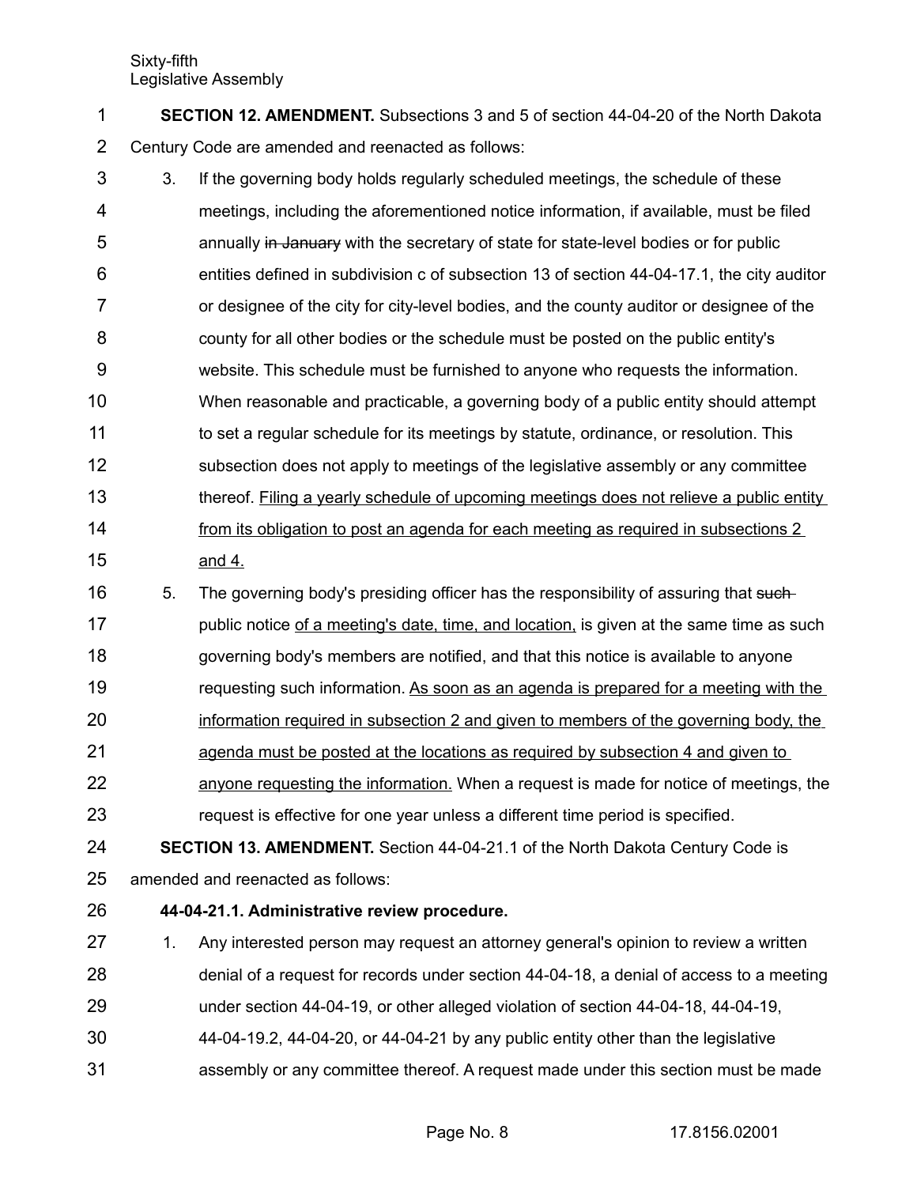**SECTION 12. AMENDMENT.** Subsections 3 and 5 of section 44-04-20 of the North Dakota Century Code are amended and reenacted as follows:

3. If the governing body holds regularly scheduled meetings, the schedule of these meetings, including the aforementioned notice information, if available, must be filed annually ~~in January~~ with the secretary of state for state-level bodies or for public entities defined in subdivision c of subsection 13 of section 44-04-17.1, the city auditor or designee of the city for city-level bodies, and the county auditor or designee of the county for all other bodies or the schedule must be posted on the public entity's website. This schedule must be furnished to anyone who requests the information. When reasonable and practicable, a governing body of a public entity should attempt to set a regular schedule for its meetings by statute, ordinance, or resolution. This subsection does not apply to meetings of the legislative assembly or any committee thereof. <u>Filing a yearly schedule of upcoming meetings does not relieve a public entity from its obligation to post an agenda for each meeting as required in subsections 2 and 4.</u>

5. The governing body's presiding officer has the responsibility of assuring that ~~such~~ public notice <u>of a meeting's date, time, and location,</u> is given at the same time as such governing body's members are notified, and that this notice is available to anyone requesting such information. <u>As soon as an agenda is prepared for a meeting with the information required in subsection 2 and given to members of the governing body, the agenda must be posted at the locations as required by subsection 4 and given to anyone requesting the information.</u> When a request is made for notice of meetings, the request is effective for one year unless a different time period is specified.

**SECTION 13. AMENDMENT.** Section 44-04-21.1 of the North Dakota Century Code is amended and reenacted as follows:

**44-04-21.1. Administrative review procedure.**

1. Any interested person may request an attorney general's opinion to review a written denial of a request for records under section 44-04-18, a denial of access to a meeting under section 44-04-19, or other alleged violation of section 44-04-18, 44-04-19, 44-04-19.2, 44-04-20, or 44-04-21 by any public entity other than the legislative assembly or any committee thereof. A request made under this section must be made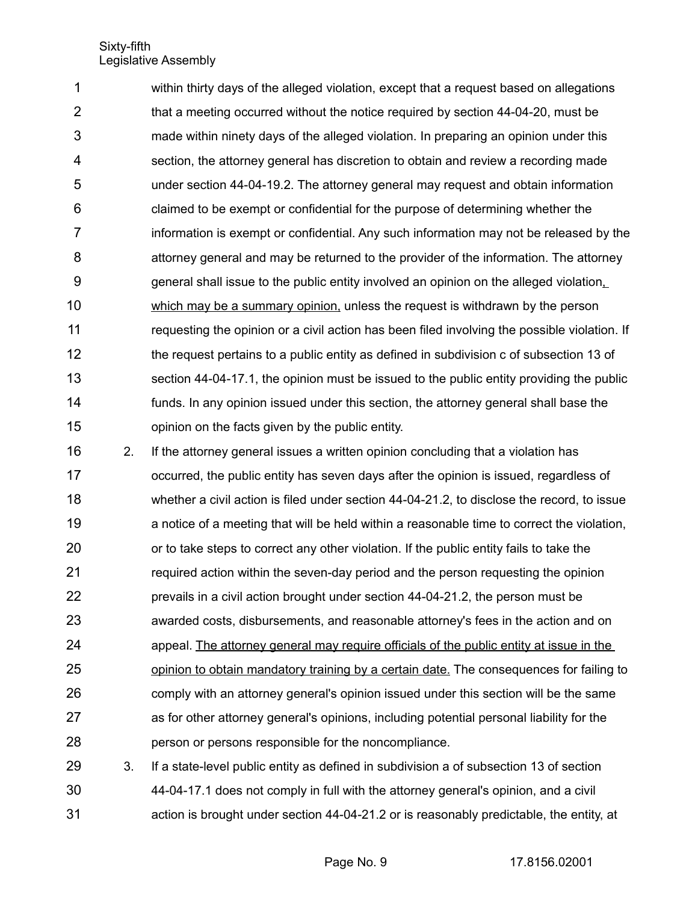within thirty days of the alleged violation, except that a request based on allegations that a meeting occurred without the notice required by section 44-04-20, must be made within ninety days of the alleged violation. In preparing an opinion under this section, the attorney general has discretion to obtain and review a recording made under section 44-04-19.2. The attorney general may request and obtain information claimed to be exempt or confidential for the purpose of determining whether the information is exempt or confidential. Any such information may not be released by the attorney general and may be returned to the provider of the information. The attorney general shall issue to the public entity involved an opinion on the alleged violation<u>, which may be a summary opinion,</u> unless the request is withdrawn by the person requesting the opinion or a civil action has been filed involving the possible violation. If the request pertains to a public entity as defined in subdivision c of subsection 13 of section 44-04-17.1, the opinion must be issued to the public entity providing the public funds. In any opinion issued under this section, the attorney general shall base the opinion on the facts given by the public entity.

2. If the attorney general issues a written opinion concluding that a violation has occurred, the public entity has seven days after the opinion is issued, regardless of whether a civil action is filed under section 44-04-21.2, to disclose the record, to issue a notice of a meeting that will be held within a reasonable time to correct the violation, or to take steps to correct any other violation. If the public entity fails to take the required action within the seven-day period and the person requesting the opinion prevails in a civil action brought under section 44-04-21.2, the person must be awarded costs, disbursements, and reasonable attorney's fees in the action and on appeal. <u>The attorney general may require officials of the public entity at issue in the opinion to obtain mandatory training by a certain date.</u> The consequences for failing to comply with an attorney general's opinion issued under this section will be the same as for other attorney general's opinions, including potential personal liability for the person or persons responsible for the noncompliance.

3. If a state-level public entity as defined in subdivision a of subsection 13 of section 44-04-17.1 does not comply in full with the attorney general's opinion, and a civil action is brought under section 44-04-21.2 or is reasonably predictable, the entity, at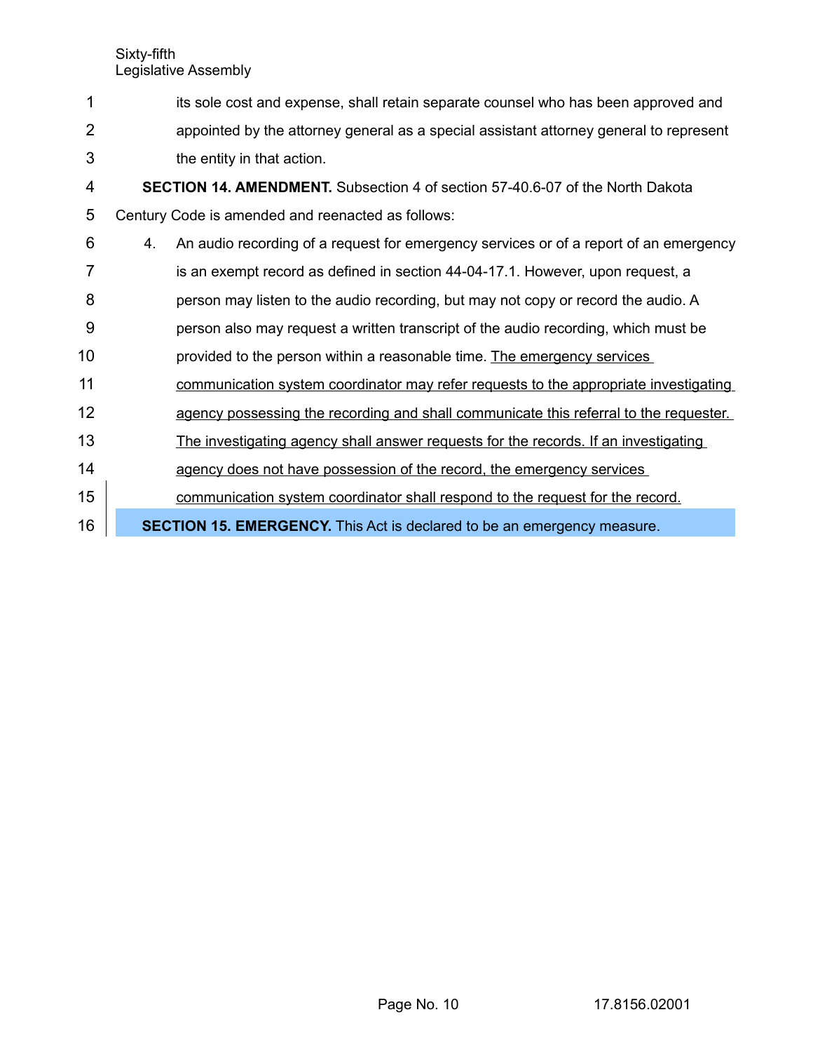its sole cost and expense, shall retain separate counsel who has been approved and appointed by the attorney general as a special assistant attorney general to represent the entity in that action.

**SECTION 14. AMENDMENT.** Subsection 4 of section 57-40.6-07 of the North Dakota Century Code is amended and reenacted as follows:

4. An audio recording of a request for emergency services or of a report of an emergency is an exempt record as defined in section 44-04-17.1. However, upon request, a person may listen to the audio recording, but may not copy or record the audio. A person also may request a written transcript of the audio recording, which must be provided to the person within a reasonable time. <u>The emergency services communication system coordinator may refer requests to the appropriate investigating agency possessing the recording and shall communicate this referral to the requester. The investigating agency shall answer requests for the records. If an investigating agency does not have possession of the record, the emergency services communication system coordinator shall respond to the request for the record.</u>

**SECTION 15. EMERGENCY.** This Act is declared to be an emergency measure.